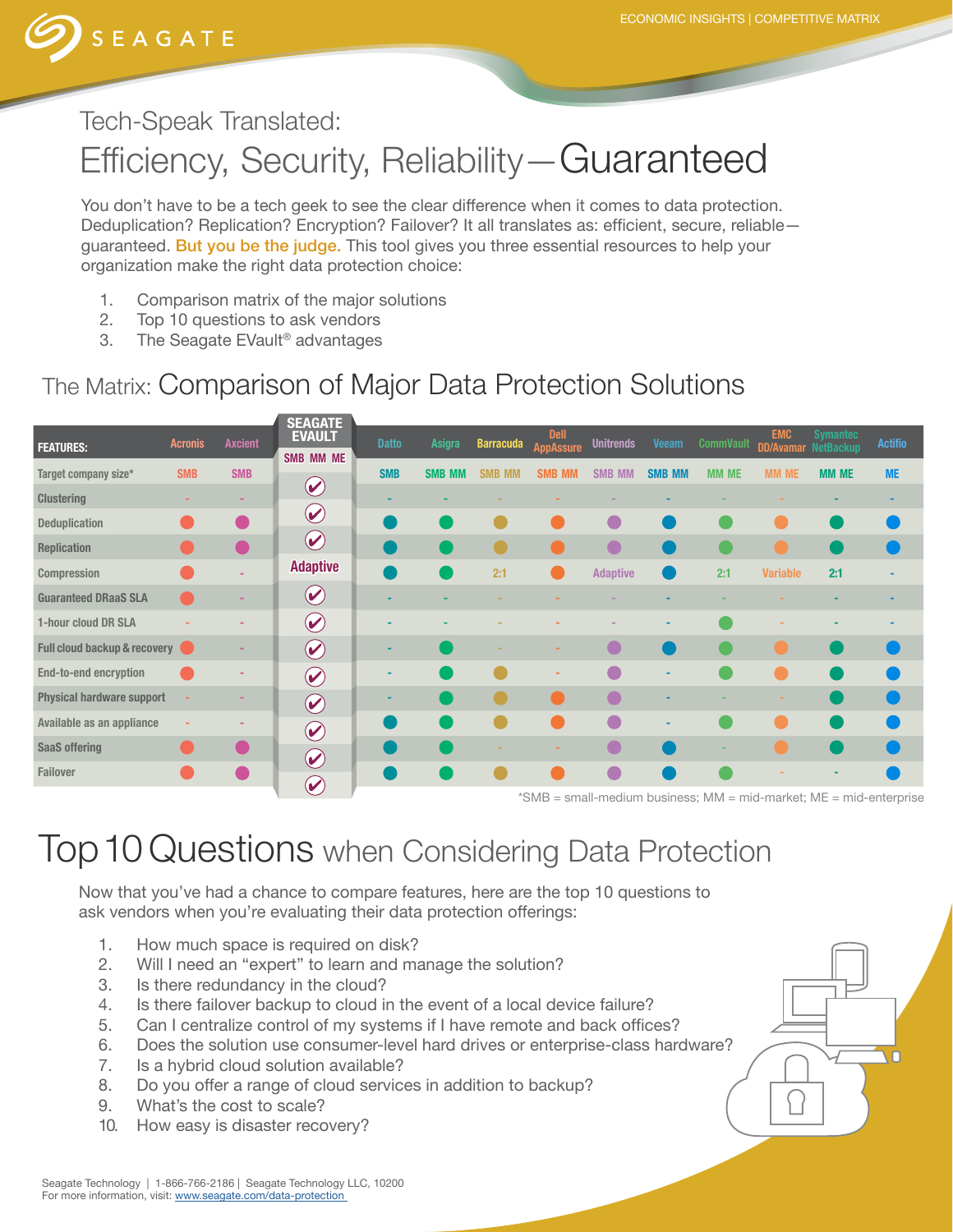ECONOMIC INSIGHTS | COMPETITIVE MATRIX

Tech-Speak Translated:

# Efficiency, Security, Reliability—Guaranteed

You don't have to be a tech geek to see the clear difference when it comes to data protection. Deduplication? Replication? Encryption? Failover? It all translates as: efficient, secure, reliable—guaranteed. But you be the judge. This tool gives you three essential resources to help your organization make the right data protection choice:

1. Comparison matrix of the major solutions
2. Top 10 questions to ask vendors
3. The Seagate EVault® advantages

## The Matrix: Comparison of Major Data Protection Solutions

| FEATURES: | Acronis | Axcient | SEAGATE EVAULT | Datto | Asigra | Barracuda | Dell AppAssure | Unitrends | Veeam | CommVault | EMC DD/Avamar | Symantec NetBackup | Actifio |
|---|---|---|---|---|---|---|---|---|---|---|---|---|---|
| Target company size* | SMB | SMB | SMB MM ME | SMB | SMB MM | SMB MM | SMB MM | SMB MM | SMB MM | MM ME | MM ME | MM ME | ME |
| Clustering | - | - | ✔ | - | - | - | - | - | - | - | - | - | - |
| Deduplication | ● | ● | ✔ | ● | ● | ● | ● | ● | ● | ● | ● | ● | ● |
| Replication | ● | ● | ✔ | ● | ● | ● | ● | ● | ● | ● | ● | ● | ● |
| Compression | ● | - | Adaptive | ● | ● | 2:1 | ● | Adaptive | ● | 2:1 | Variable | 2:1 | - |
| Guaranteed DRaaS SLA | ● | - | ✔ | - | - | - | - | - | - | - | - | - | - |
| 1-hour cloud DR SLA | - | - | ✔ | - | - | - | - | - | - | ● | - | - | - |
| Full cloud backup & recovery | ● | - | ✔ | - | ● | - | - | ● | ● | ● | ● | ● | ● |
| End-to-end encryption | ● | - | ✔ | - | ● | ● | - | ● | - | ● | ● | ● | ● |
| Physical hardware support | - | - | ✔ | - | ● | ● | ● | ● | - | - | - | ● | ● |
| Available as an appliance | - | - | ✔ | ● | ● | ● | ● | ● | - | ● | ● | ● | ● |
| SaaS offering | ● | ● | ✔ | ● | ● | - | - | ● | ● | - | ● | ● | ● |
| Failover | ● | ● | ✔ | ● | ● | ● | ● | ● | ● | ● | - | - | ● |

*SMB = small-medium business; MM = mid-market; ME = mid-enterprise

# Top 10 Questions when Considering Data Protection

Now that you've had a chance to compare features, here are the top 10 questions to ask vendors when you're evaluating their data protection offerings:

1. How much space is required on disk?
2. Will I need an "expert" to learn and manage the solution?
3. Is there redundancy in the cloud?
4. Is there failover backup to cloud in the event of a local device failure?
5. Can I centralize control of my systems if I have remote and back offices?
6. Does the solution use consumer-level hard drives or enterprise-class hardware?
7. Is a hybrid cloud solution available?
8. Do you offer a range of cloud services in addition to backup?
9. What's the cost to scale?
10. How easy is disaster recovery?

Seagate Technology | 1-866-766-2186 | Seagate Technology LLC, 10200
For more information, visit: www.seagate.com/data-protection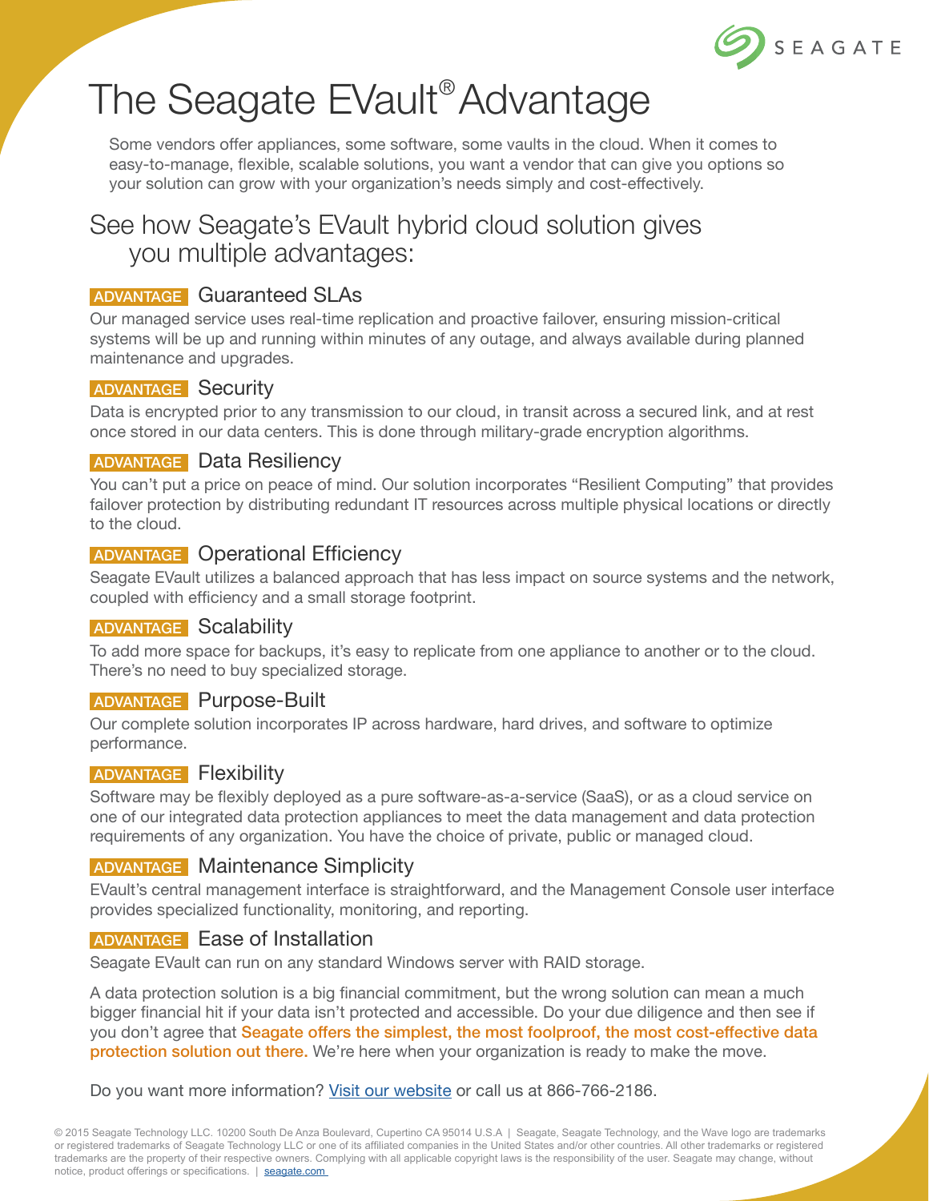# The Seagate EVault® Advantage

Some vendors offer appliances, some software, some vaults in the cloud. When it comes to easy-to-manage, flexible, scalable solutions, you want a vendor that can give you options so your solution can grow with your organization's needs simply and cost-effectively.

## See how Seagate's EVault hybrid cloud solution gives you multiple advantages:

### ADVANTAGE Guaranteed SLAs

Our managed service uses real-time replication and proactive failover, ensuring mission-critical systems will be up and running within minutes of any outage, and always available during planned maintenance and upgrades.

### ADVANTAGE Security

Data is encrypted prior to any transmission to our cloud, in transit across a secured link, and at rest once stored in our data centers. This is done through military-grade encryption algorithms.

### ADVANTAGE Data Resiliency

You can't put a price on peace of mind. Our solution incorporates "Resilient Computing" that provides failover protection by distributing redundant IT resources across multiple physical locations or directly to the cloud.

### ADVANTAGE Operational Efficiency

Seagate EVault utilizes a balanced approach that has less impact on source systems and the network, coupled with efficiency and a small storage footprint.

### ADVANTAGE Scalability

To add more space for backups, it's easy to replicate from one appliance to another or to the cloud. There's no need to buy specialized storage.

### ADVANTAGE Purpose-Built

Our complete solution incorporates IP across hardware, hard drives, and software to optimize performance.

### ADVANTAGE Flexibility

Software may be flexibly deployed as a pure software-as-a-service (SaaS), or as a cloud service on one of our integrated data protection appliances to meet the data management and data protection requirements of any organization. You have the choice of private, public or managed cloud.

### ADVANTAGE Maintenance Simplicity

EVault's central management interface is straightforward, and the Management Console user interface provides specialized functionality, monitoring, and reporting.

### ADVANTAGE Ease of Installation

Seagate EVault can run on any standard Windows server with RAID storage.

A data protection solution is a big financial commitment, but the wrong solution can mean a much bigger financial hit if your data isn't protected and accessible. Do your due diligence and then see if you don't agree that **Seagate offers the simplest, the most foolproof, the most cost-effective data protection solution out there.** We're here when your organization is ready to make the move.

Do you want more information? Visit our website or call us at 866-766-2186.

© 2015 Seagate Technology LLC. 10200 South De Anza Boulevard, Cupertino CA 95014 U.S.A | Seagate, Seagate Technology, and the Wave logo are trademarks or registered trademarks of Seagate Technology LLC or one of its affiliated companies in the United States and/or other countries. All other trademarks or registered trademarks are the property of their respective owners. Complying with all applicable copyright laws is the responsibility of the user. Seagate may change, without notice, product offerings or specifications. | seagate.com